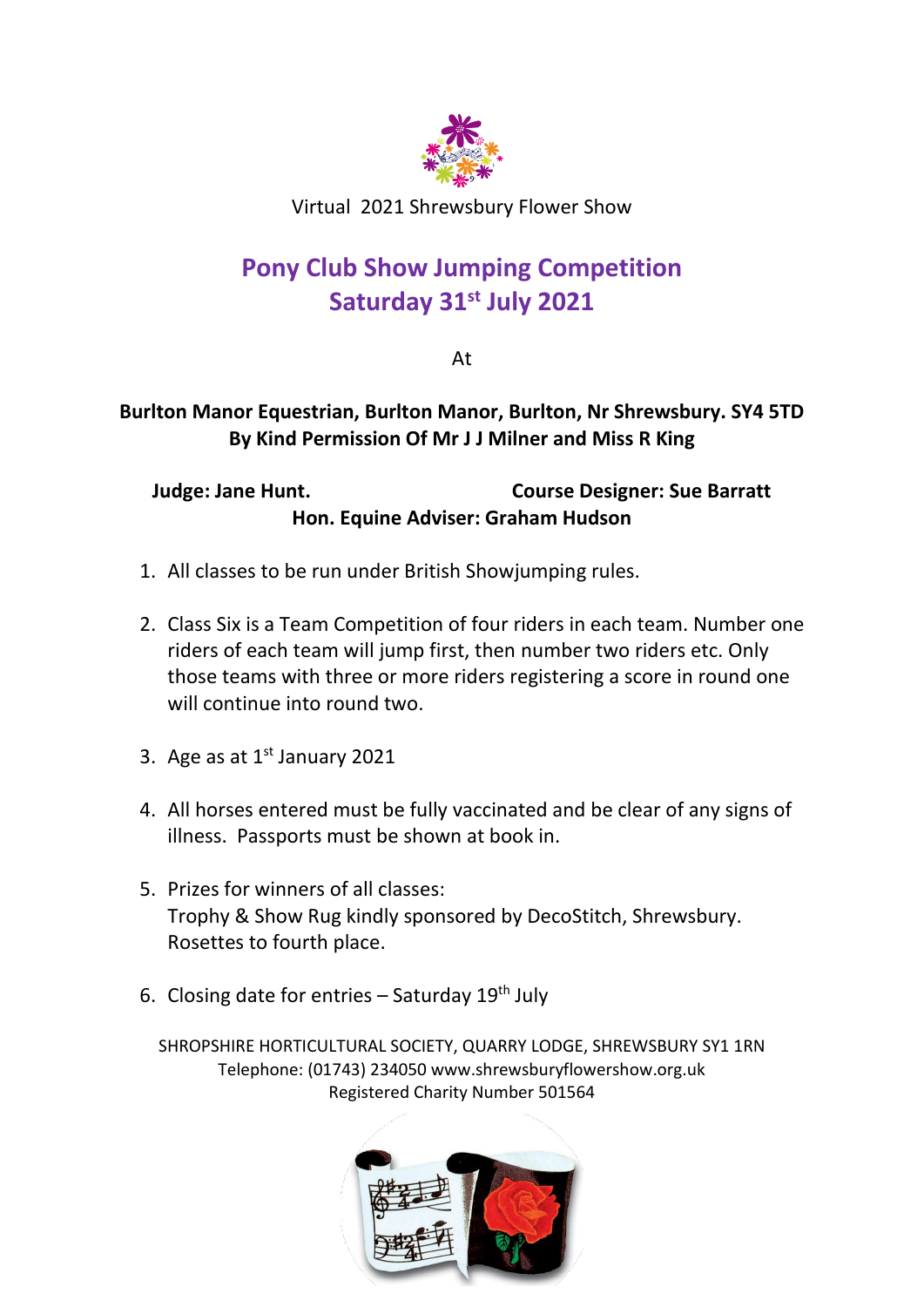Virtual 2021 Shrewsbury Flower Show

# Pony Club Show Jumping Competition
## Saturday 31st July 2021

At

**Burlton Manor Equestrian, Burlton Manor, Burlton, Nr Shrewsbury. SY4 5TD**
**By Kind Permission Of Mr J J Milner and Miss R King**

**Judge: Jane Hunt.** **Course Designer: Sue Barratt**
**Hon. Equine Adviser: Graham Hudson**

1. All classes to be run under British Showjumping rules.

2. Class Six is a Team Competition of four riders in each team. Number one riders of each team will jump first, then number two riders etc. Only those teams with three or more riders registering a score in round one will continue into round two.

3. Age as at 1st January 2021

4. All horses entered must be fully vaccinated and be clear of any signs of illness. Passports must be shown at book in.

5. Prizes for winners of all classes:
   Trophy & Show Rug kindly sponsored by DecoStitch, Shrewsbury.
   Rosettes to fourth place.

6. Closing date for entries – Saturday 19th July

SHROPSHIRE HORTICULTURAL SOCIETY, QUARRY LODGE, SHREWSBURY SY1 1RN
Telephone: (01743) 234050 www.shrewsburyflowershow.org.uk
Registered Charity Number 501564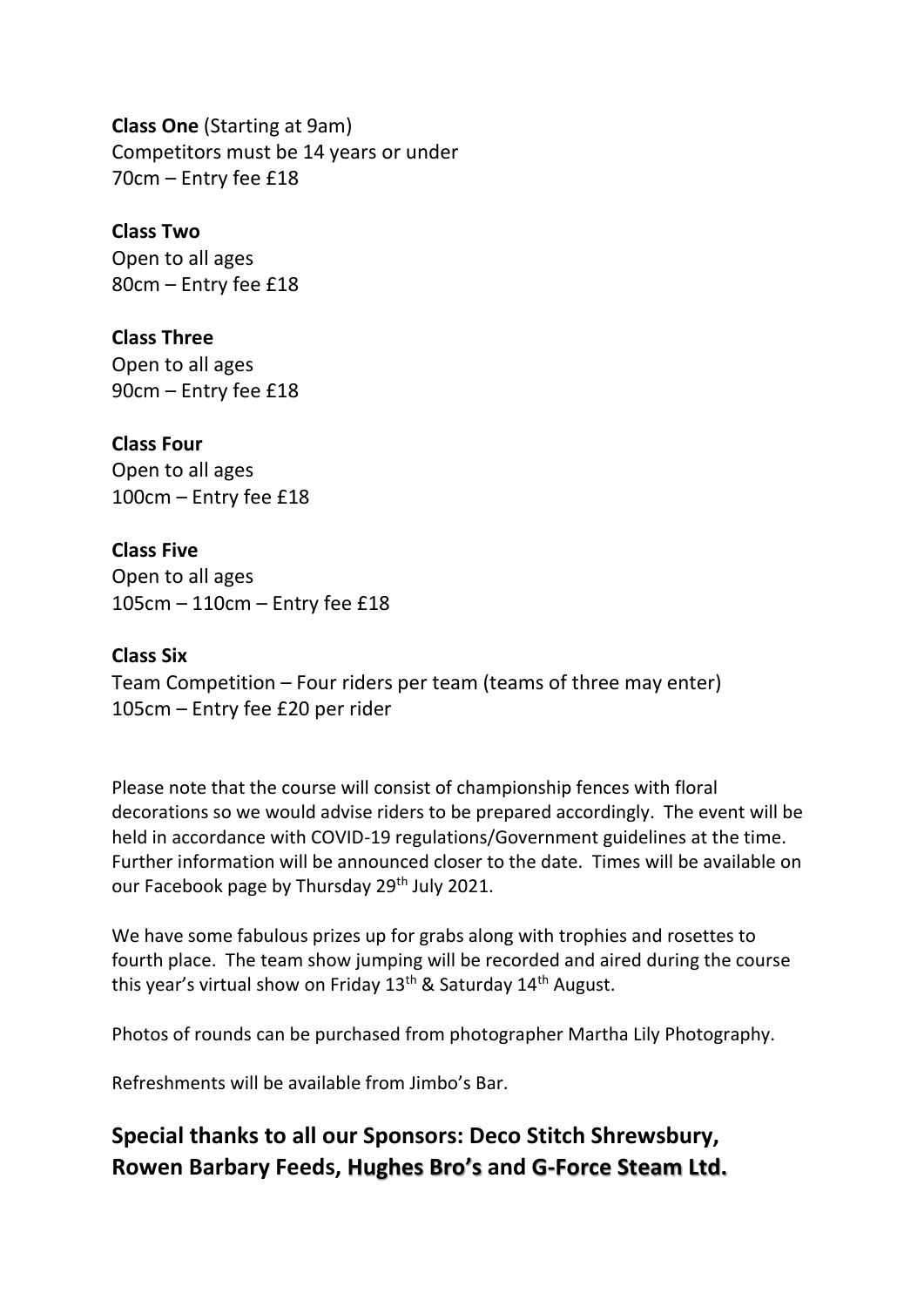**Class One** (Starting at 9am)
Competitors must be 14 years or under
70cm – Entry fee £18

**Class Two**
Open to all ages
80cm – Entry fee £18

**Class Three**
Open to all ages
90cm – Entry fee £18

**Class Four**
Open to all ages
100cm – Entry fee £18

**Class Five**
Open to all ages
105cm – 110cm – Entry fee £18

**Class Six**
Team Competition – Four riders per team (teams of three may enter)
105cm – Entry fee £20 per rider

Please note that the course will consist of championship fences with floral decorations so we would advise riders to be prepared accordingly. The event will be held in accordance with COVID-19 regulations/Government guidelines at the time. Further information will be announced closer to the date. Times will be available on our Facebook page by Thursday 29th July 2021.

We have some fabulous prizes up for grabs along with trophies and rosettes to fourth place. The team show jumping will be recorded and aired during the course this year's virtual show on Friday 13th & Saturday 14th August.

Photos of rounds can be purchased from photographer Martha Lily Photography.

Refreshments will be available from Jimbo's Bar.

## Special thanks to all our Sponsors: Deco Stitch Shrewsbury, Rowen Barbary Feeds, Hughes Bro's and G-Force Steam Ltd.